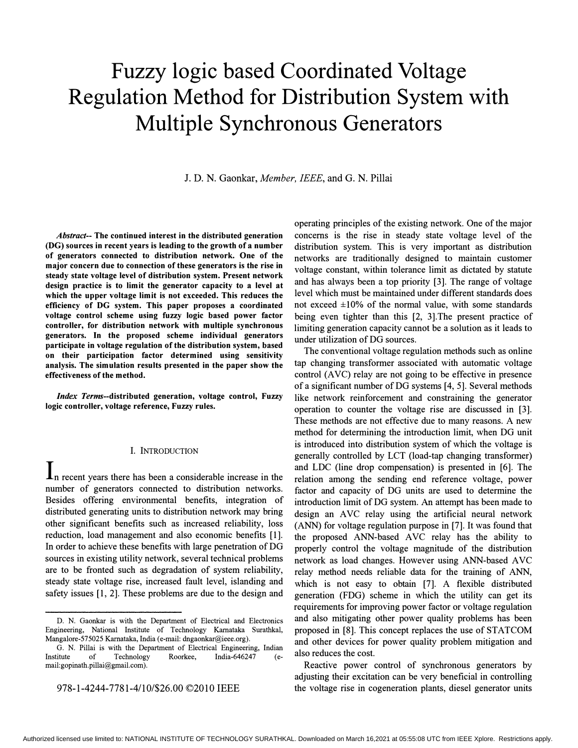# Fuzzy logic based Coordinated Voltage Regulation Method for Distribution System with Multiple Synchronous Generators

J. D. N. Gaonkar, *Member, IEEE*, and G. N. Pillai

***Abstract*-- The continued interest in the distributed generation (DG) sources in recent years is leading to the growth of a number of generators connected to distribution network. One of the major concern due to connection of these generators is the rise in steady state voltage level of distribution system. Present network design practice is to limit the generator capacity to a level at which the upper voltage limit is not exceeded. This reduces the efficiency of DG system. This paper proposes a coordinated voltage control scheme using fuzzy logic based power factor controller, for distribution network with multiple synchronous generators. In the proposed scheme individual generators participate in voltage regulation of the distribution system, based on their participation factor determined using sensitivity analysis. The simulation results presented in the paper show the effectiveness of the method.**

***Index Terms*--distributed generation, voltage control, Fuzzy logic controller, voltage reference, Fuzzy rules.**

## I. Introduction

In recent years there has been a considerable increase in the number of generators connected to distribution networks. Besides offering environmental benefits, integration of distributed generating units to distribution network may bring other significant benefits such as increased reliability, loss reduction, load management and also economic benefits [1]. In order to achieve these benefits with large penetration of DG sources in existing utility network, several technical problems are to be fronted such as degradation of system reliability, steady state voltage rise, increased fault level, islanding and safety issues [1, 2]. These problems are due to the design and operating principles of the existing network. One of the major concerns is the rise in steady state voltage level of the distribution system. This is very important as distribution networks are traditionally designed to maintain customer voltage constant, within tolerance limit as dictated by statute and has always been a top priority [3]. The range of voltage level which must be maintained under different standards does not exceed ±10% of the normal value, with some standards being even tighter than this [2, 3].The present practice of limiting generation capacity cannot be a solution as it leads to under utilization of DG sources.

The conventional voltage regulation methods such as online tap changing transformer associated with automatic voltage control (AVC) relay are not going to be effective in presence of a significant number of DG systems [4, 5]. Several methods like network reinforcement and constraining the generator operation to counter the voltage rise are discussed in [3]. These methods are not effective due to many reasons. A new method for determining the introduction limit, when DG unit is introduced into distribution system of which the voltage is generally controlled by LCT (load-tap changing transformer) and LDC (line drop compensation) is presented in [6]. The relation among the sending end reference voltage, power factor and capacity of DG units are used to determine the introduction limit of DG system. An attempt has been made to design an AVC relay using the artificial neural network (ANN) for voltage regulation purpose in [7]. It was found that the proposed ANN-based AVC relay has the ability to properly control the voltage magnitude of the distribution network as load changes. However using ANN-based AVC relay method needs reliable data for the training of ANN, which is not easy to obtain [7]. A flexible distributed generation (FDG) scheme in which the utility can get its requirements for improving power factor or voltage regulation and also mitigating other power quality problems has been proposed in [8]. This concept replaces the use of STATCOM and other devices for power quality problem mitigation and also reduces the cost.

Reactive power control of synchronous generators by adjusting their excitation can be very beneficial in controlling the voltage rise in cogeneration plants, diesel generator units

---

D. N. Gaonkar is with the Department of Electrical and Electronics Engineering, National Institute of Technology Karnataka Surathkal, Mangalore-575025 Karnataka, India (e-mail: dngaonkar@ieee.org).

G. N. Pillai is with the Department of Electrical Engineering, Indian Institute of Technology Roorkee, India-646247 (e-mail:gopinath.pillai@gmail.com).

978-1-4244-7781-4/10/$26.00 ©2010 IEEE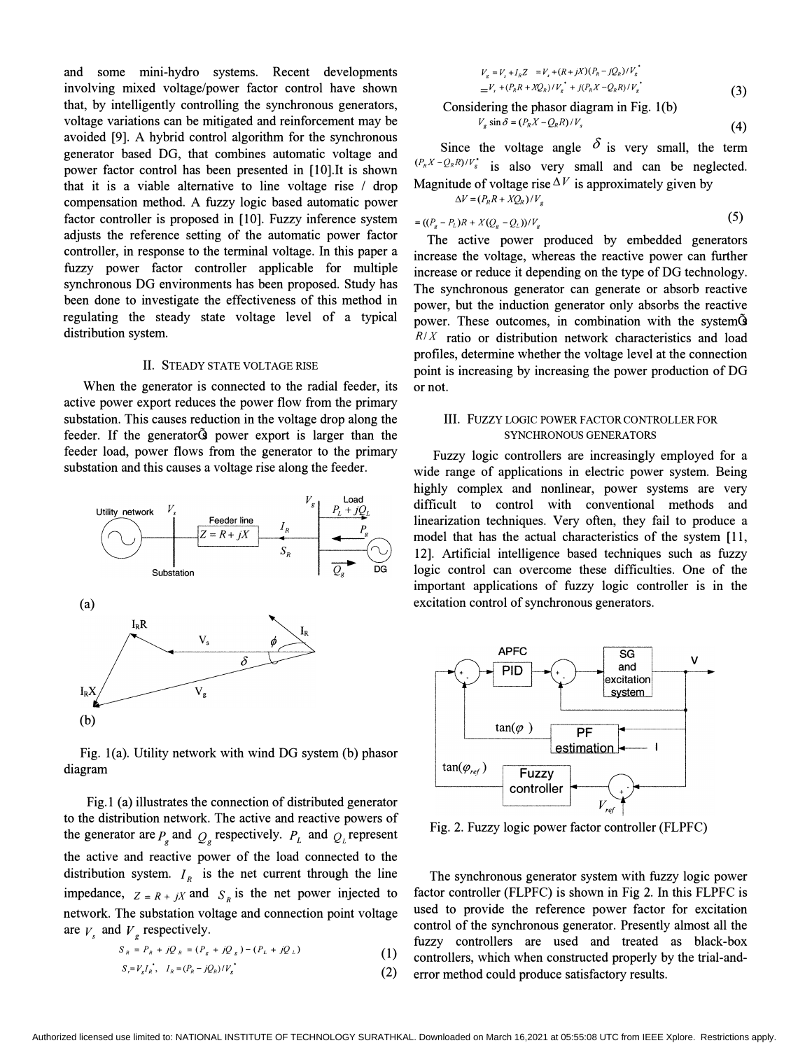and some mini-hydro systems. Recent developments involving mixed voltage/power factor control have shown that, by intelligently controlling the synchronous generators, voltage variations can be mitigated and reinforcement may be avoided [9]. A hybrid control algorithm for the synchronous generator based DG, that combines automatic voltage and power factor control has been presented in [10].It is shown that it is a viable alternative to line voltage rise / drop compensation method. A fuzzy logic based automatic power factor controller is proposed in [10]. Fuzzy inference system adjusts the reference setting of the automatic power factor controller, in response to the terminal voltage. In this paper a fuzzy power factor controller applicable for multiple synchronous DG environments has been proposed. Study has been done to investigate the effectiveness of this method in regulating the steady state voltage level of a typical distribution system.

## II. Steady State Voltage Rise

When the generator is connected to the radial feeder, its active power export reduces the power flow from the primary substation. This causes reduction in the voltage drop along the feeder. If the generatorǒs power export is larger than the feeder load, power flows from the generator to the primary substation and this causes a voltage rise along the feeder.

Fig. 1(a). Utility network with wind DG system (b) phasor diagram

Fig.1 (a) illustrates the connection of distributed generator to the distribution network. The active and reactive powers of the generator are $P_g$ and $Q_g$ respectively. $P_L$ and $Q_L$ represent the active and reactive power of the load connected to the distribution system. $I_R$ is the net current through the line impedance, $Z = R + jX$ and $S_R$ is the net power injected to network. The substation voltage and connection point voltage are $V_s$ and $V_g$ respectively.

$$S_R = P_R + jQ_R = (P_g + jQ_g) - (P_L + jQ_L) \tag{1}$$

$$S_r = V_g I_R^*, \quad I_R = (P_R - jQ_R)/V_g^* \tag{2}$$

$$\begin{aligned} V_g &= V_s + I_R Z = V_s + (R + jX)(P_R - jQ_R)/V_g^* \\ &= V_s + (P_R R + XQ_R)/V_g^* + j(P_R X - Q_R R)/V_g^* \end{aligned} \tag{3}$$

Considering the phasor diagram in Fig. 1(b)

$$V_g \sin\delta = (P_R X - Q_R R)/V_s \tag{4}$$

Since the voltage angle $\delta$ is very small, the term $(P_R X - Q_R R)/V_g^*$ is also very small and can be neglected. Magnitude of voltage rise $\Delta V$ is approximately given by

$$\begin{aligned} \Delta V &= (P_R R + XQ_R)/V_g \\ &= ((P_g - P_L)R + X(Q_g - Q_L))/V_g \end{aligned} \tag{5}$$

The active power produced by embedded generators increase the voltage, whereas the reactive power can further increase or reduce it depending on the type of DG technology. The synchronous generator can generate or absorb reactive power, but the induction generator only absorbs the reactive power. These outcomes, in combination with the systemǒs $R/X$ ratio or distribution network characteristics and load profiles, determine whether the voltage level at the connection point is increasing by increasing the power production of DG or not.

## III. Fuzzy Logic Power Factor Controller for Synchronous Generators

Fuzzy logic controllers are increasingly employed for a wide range of applications in electric power system. Being highly complex and nonlinear, power systems are very difficult to control with conventional methods and linearization techniques. Very often, they fail to produce a model that has the actual characteristics of the system [11, 12]. Artificial intelligence based techniques such as fuzzy logic control can overcome these difficulties. One of the important applications of fuzzy logic controller is in the excitation control of synchronous generators.

Fig. 2. Fuzzy logic power factor controller (FLPFC)

The synchronous generator system with fuzzy logic power factor controller (FLPFC) is shown in Fig 2. In this FLPFC is used to provide the reference power factor for excitation control of the synchronous generator. Presently almost all the fuzzy controllers are used and treated as black-box controllers, which when constructed properly by the trial-and-error method could produce satisfactory results.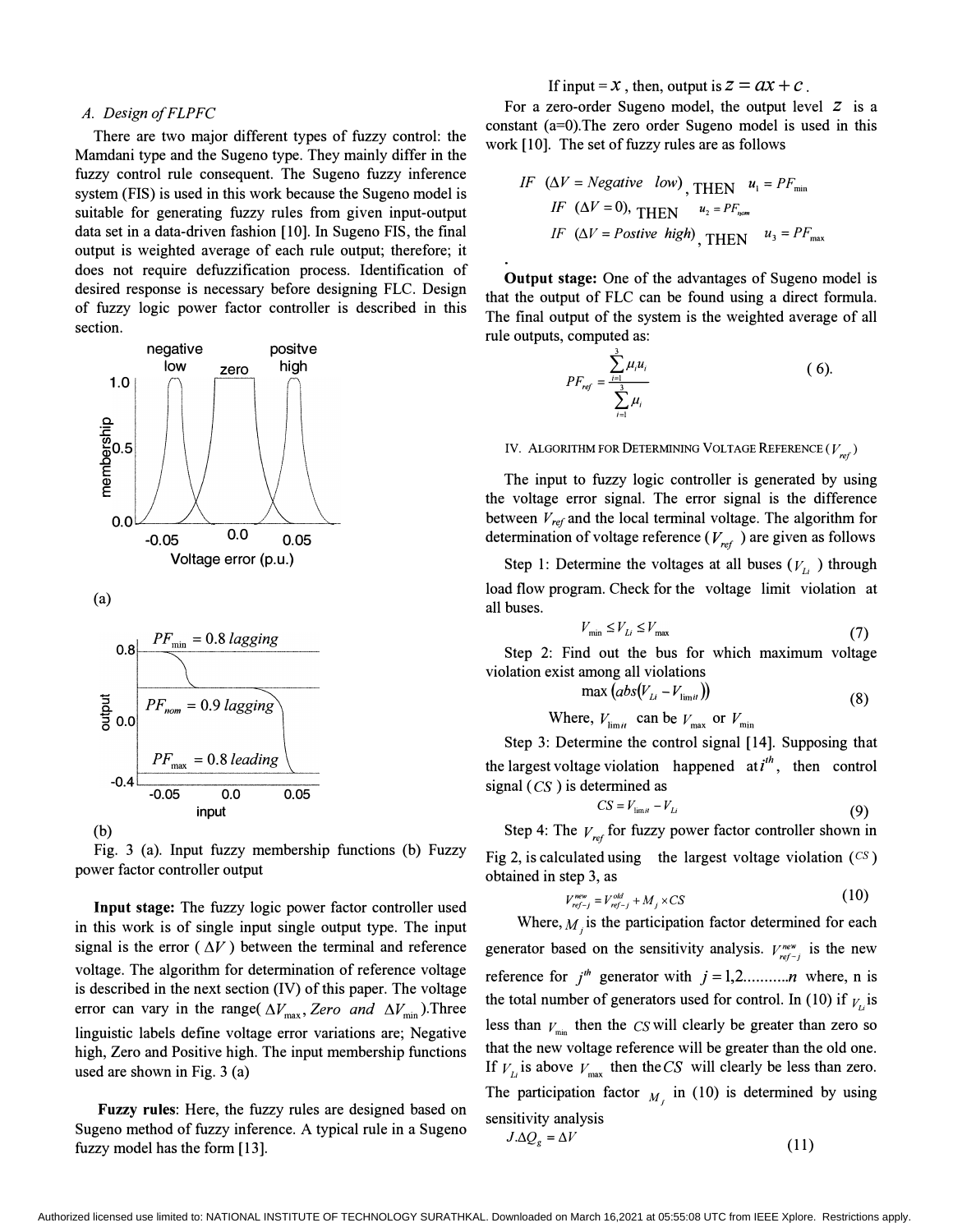### A. Design of FLPFC

There are two major different types of fuzzy control: the Mamdani type and the Sugeno type. They mainly differ in the fuzzy control rule consequent. The Sugeno fuzzy inference system (FIS) is used in this work because the Sugeno model is suitable for generating fuzzy rules from given input-output data set in a data-driven fashion [10]. In Sugeno FIS, the final output is weighted average of each rule output; therefore; it does not require defuzzification process. Identification of desired response is necessary before designing FLC. Design of fuzzy logic power factor controller is described in this section.

(a)

(b)

Fig. 3 (a). Input fuzzy membership functions (b) Fuzzy power factor controller output

**Input stage:** The fuzzy logic power factor controller used in this work is of single input single output type. The input signal is the error ( $\Delta V$ ) between the terminal and reference voltage. The algorithm for determination of reference voltage is described in the next section (IV) of this paper. The voltage error can vary in the range( $\Delta V_{\max}$, $Zero$ $and$ $\Delta V_{\min}$ ).Three linguistic labels define voltage error variations are; Negative high, Zero and Positive high. The input membership functions used are shown in Fig. 3 (a)

**Fuzzy rules**: Here, the fuzzy rules are designed based on Sugeno method of fuzzy inference. A typical rule in a Sugeno fuzzy model has the form [13].

If input = $x$ , then, output is $z = ax + c$ .

For a zero-order Sugeno model, the output level $z$ is a constant (a=0).The zero order Sugeno model is used in this work [10]. The set of fuzzy rules are as follows

$$IF\ (\Delta V = Negative\ \ low), \text{ THEN } \ u_1 = PF_{\min}$$

$$IF\ (\Delta V = 0), \text{ THEN } \ u_2 = PF_{nom}$$

$$IF\ (\Delta V = Postive\ \ high), \text{ THEN } \ u_3 = PF_{\max}$$

**Output stage:** One of the advantages of Sugeno model is that the output of FLC can be found using a direct formula. The final output of the system is the weighted average of all rule outputs, computed as:

$$PF_{ref} = \frac{\sum_{i=1}^{3} \mu_i u_i}{\sum_{i=1}^{3} \mu_i} \tag{6}$$

## IV. Algorithm for Determining Voltage Reference ( $V_{ref}$ )

The input to fuzzy logic controller is generated by using the voltage error signal. The error signal is the difference between $V_{ref}$ and the local terminal voltage. The algorithm for determination of voltage reference ( $V_{ref}$ ) are given as follows

Step 1: Determine the voltages at all buses ( $V_{Li}$ ) through load flow program. Check for the voltage limit violation at all buses.

$$V_{\min} \leq V_{Li} \leq V_{\max} \tag{7}$$

Step 2: Find out the bus for which maximum voltage violation exist among all violations

$$\max\left(abs(V_{Li} - V_{\lim it})\right) \tag{8}$$

Where, $V_{\lim it}$ can be $V_{\max}$ or $V_{\min}$

Step 3: Determine the control signal [14]. Supposing that the largest voltage violation happened at $i^{th}$, then control signal ( $CS$ ) is determined as

$$CS = V_{\lim it} - V_{Li} \tag{9}$$

Step 4: The $V_{ref}$ for fuzzy power factor controller shown in Fig 2, is calculated using the largest voltage violation ( $CS$ ) obtained in step 3, as

$$V_{ref-j}^{new} = V_{ref-j}^{old} + M_j \times CS \tag{10}$$

Where, $M_j$ is the participation factor determined for each generator based on the sensitivity analysis. $V_{ref-j}^{new}$ is the new reference for $j^{th}$ generator with $j = 1,2..........n$ where, n is the total number of generators used for control. In (10) if $V_{Li}$ is less than $V_{\min}$ then the $CS$ will clearly be greater than zero so that the new voltage reference will be greater than the old one. If $V_{Li}$ is above $V_{\max}$ then the $CS$ will clearly be less than zero. The participation factor $M_j$ in (10) is determined by using sensitivity analysis

$$J.\Delta Q_g = \Delta V \tag{11}$$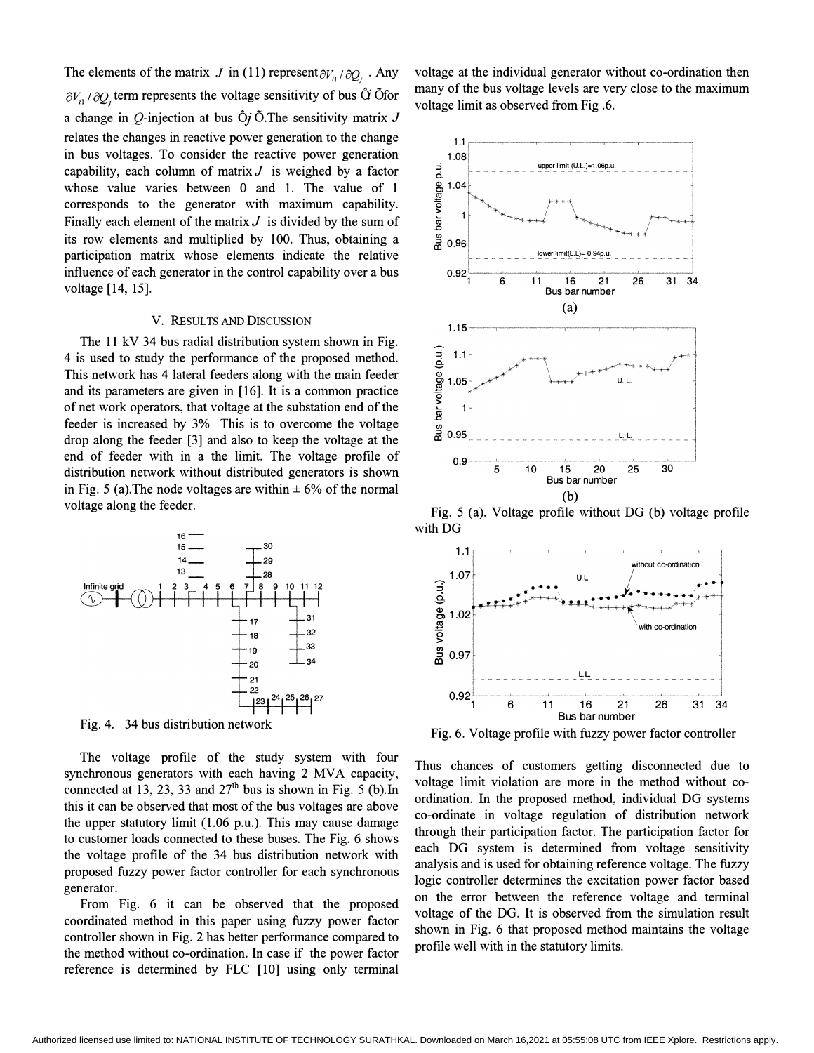The elements of the matrix $J$ in (11) represent $\partial V_{i1} / \partial Q_j$. Any $\partial V_{i1} / \partial Q_j$ term represents the voltage sensitivity of bus Ô$i$ Õfor a change in $Q$-injection at bus Ô$j$ Õ.The sensitivity matrix $J$ relates the changes in reactive power generation to the change in bus voltages. To consider the reactive power generation capability, each column of matrix $J$ is weighed by a factor whose value varies between 0 and 1. The value of 1 corresponds to the generator with maximum capability. Finally each element of the matrix $J$ is divided by the sum of its row elements and multiplied by 100. Thus, obtaining a participation matrix whose elements indicate the relative influence of each generator in the control capability over a bus voltage [14, 15].

## V. Results and Discussion

The 11 kV 34 bus radial distribution system shown in Fig. 4 is used to study the performance of the proposed method. This network has 4 lateral feeders along with the main feeder and its parameters are given in [16]. It is a common practice of net work operators, that voltage at the substation end of the feeder is increased by 3% This is to overcome the voltage drop along the feeder [3] and also to keep the voltage at the end of feeder with in a the limit. The voltage profile of distribution network without distributed generators is shown in Fig. 5 (a).The node voltages are within ± 6% of the normal voltage along the feeder.

Fig. 4. 34 bus distribution network

The voltage profile of the study system with four synchronous generators with each having 2 MVA capacity, connected at 13, 23, 33 and 27[th] bus is shown in Fig. 5 (b).In this it can be observed that most of the bus voltages are above the upper statutory limit (1.06 p.u.). This may cause damage to customer loads connected to these buses. The Fig. 6 shows the voltage profile of the 34 bus distribution network with proposed fuzzy power factor controller for each synchronous generator.

From Fig. 6 it can be observed that the proposed coordinated method in this paper using fuzzy power factor controller shown in Fig. 2 has better performance compared to the method without co-ordination. In case if the power factor reference is determined by FLC [10] using only terminal voltage at the individual generator without co-ordination then many of the bus voltage levels are very close to the maximum voltage limit as observed from Fig .6.

Fig. 5 (a). Voltage profile without DG (b) voltage profile with DG

Fig. 6. Voltage profile with fuzzy power factor controller

Thus chances of customers getting disconnected due to voltage limit violation are more in the method without co-ordination. In the proposed method, individual DG systems co-ordinate in voltage regulation of distribution network through their participation factor. The participation factor for each DG system is determined from voltage sensitivity analysis and is used for obtaining reference voltage. The fuzzy logic controller determines the excitation power factor based on the error between the reference voltage and terminal voltage of the DG. It is observed from the simulation result shown in Fig. 6 that proposed method maintains the voltage profile well with in the statutory limits.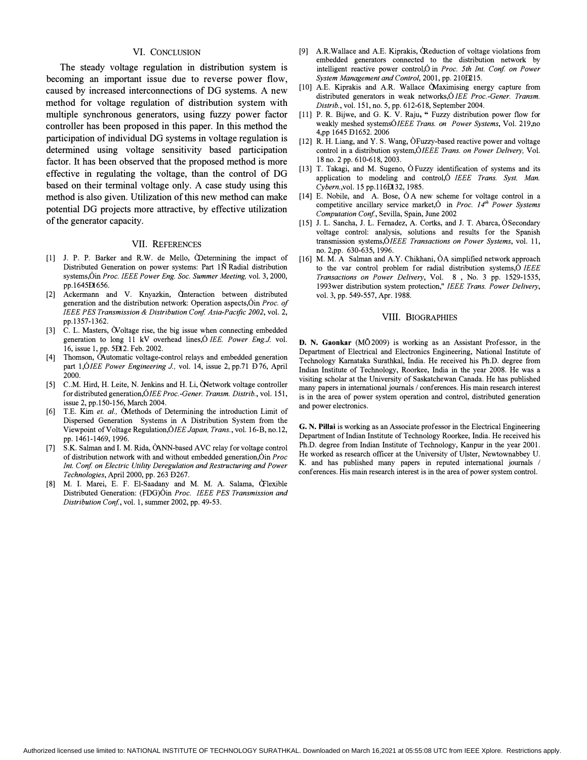## VI. Conclusion

The steady voltage regulation in distribution system is becoming an important issue due to reverse power flow, caused by increased interconnections of DG systems. A new method for voltage regulation of distribution system with multiple synchronous generators, using fuzzy power factor controller has been proposed in this paper. In this method the participation of individual DG systems in voltage regulation is determined using voltage sensitivity based participation factor. It has been observed that the proposed method is more effective in regulating the voltage, than the control of DG based on their terminal voltage only. A case study using this method is also given. Utilization of this new method can make potential DG projects more attractive, by effective utilization of the generator capacity.

## VII. References

[1] J. P. P. Barker and R.W. de Mello, ÒDeterınining the impact of Distributed Generation on power systems: Part 1Ñ Radial distribution systems,Óin *Proc. IEEE Power Eng. Soc. Summer Meeting,* vol. 3, 2000, pp.1645Ð1656.

[2] Ackermann and V. Knyazkin, ÒInteraction between distributed generation and the distribution network: Operation aspects,Óin *Proc. of IEEE PES Transmission & Distribution Conf. Asia-Pacific 2002*, vol. 2, pp.1357-1362.

[3] C. L. Masters, ÒVoltage rise, the big issue when connecting embedded generation to long 11 kV overhead lines,Ó *IEE. Power Eng.J.* vol. 16, issue 1, pp. 5Ð12. Feb. 2002.

[4] Thomson, ÒAutomatic voltage-control relays and embedded generation part 1,Ó*IEE Power Engineering J.,* vol. 14, issue 2, pp.71 Ð76, April 2000.

[5] C..M. Hird, H. Leite, N. Jenkins and H. Li, ÒNetwork voltage controller for distributed generation,Ó*IEE Proc.-Gener. Transm. Distrib.*, vol. 151, issue 2, pp.150-156, March 2004.

[6] T.E. Kim *et. al.,* ÒMethods of Determining the introduction Limit of Dispersed Generation Systems in A Distribution System from the Viewpoint of Voltage Regulation,Ó*IEE Japan, Trans.*, vol. 16-B, no.12, pp. 1461-1469, 1996.

[7] S.K. Salman and I. M. Rida, ÒANN-based AVC relay for voltage control of distribution network with and without embedded generation,Óin *Proc Int. Conf. on Electric Utility Deregulation and Restructuring and Power Technologies*, April 2000, pp. 263 Ð267.

[8] M. I. Marei, E. F. El-Saadany and M. M. A. Salama, ÒFlexible Distributed Generation: (FDG)Óin *Proc. IEEE PES Transmission and Distribution Conf.*, vol. 1, summer 2002, pp. 49-53.

[9] A.R.Wallace and A.E. Kiprakis, ÒReduction of voltage violations from embedded generators connected to the distribution network by intelligent reactive power control,Ó in *Proc. 5th Int. Conf. on Power System Management and Control*, 2001, pp. 210Ð215.

[10] A.E. Kiprakis and A.R. Wallace ÒMaximising energy capture from distributed generators in weak networks,Ó *IEE Proc.-Gener. Transm. Distrib.*, vol. 151, no. 5, pp. 612-618, September 2004.

[11] P. R. Bijwe, and G. K. V. Raju**, "** Fuzzy distribution power flow for weakly meshed systemsÓ*IEEE Trans. on Power Systems*, Vol. 219,no 4,pp 1645 Ð1652. 2006

[12] R. H. Liang, and Y. S. Wang, ÒFuzzy-based reactive power and voltage control in a distribution system,Ó*IEEE Trans. on Power Delivery,* Vol. 18 no. 2 pp. 610-618, 2003.

[13] T. Takagi, and M. Sugeno, Ò Fuzzy identification of systems and its application to modeling and control,Ó *IEEE Trans. Syst. Man. Cybern.*,vol. 15 pp.116Ð132, 1985.

[14] E. Nobile, and A. Bose, Ò A new scheme for voltage control in a competitive ancillary service market,Ó in *Proc. 14th Power Systems Computation Conf.*, Sevilla, Spain, June 2002

[15] J. L. Sancha, J. L. Fernadez, A. Cortks, and J. T. Abarca, ÒSecondary voltage control: analysis, solutions and results for the Spanish transmission systems,Ó*IEEE Transactions on Power Systems*, vol. 11, no. 2,pp. 630-635, 1996.

[16] M. M. A Salman and A.Y. Chikhani, ÒA simplified network approach to the var control problem for radial distribution systems,Ó *IEEE Transactions on Power Delivery*, Vol. 8 , No. 3 pp. 1529-1535, 1993wer distribution system protection," *IEEE Trans. Power Delivery*, vol. 3, pp. 549-557, Apr. 1988.

## VIII. Biographies

**D. N. Gaonkar** (MÕ2009) is working as an Assistant Professor, in the Department of Electrical and Electronics Engineering, National Institute of Technology Karnataka Surathkal, India. He received his Ph.D. degree from Indian Institute of Technology, Roorkee, India in the year 2008. He was a visiting scholar at the University of Saskatchewan Canada. He has published many papers in international journals / conferences. His main research interest is in the area of power system operation and control, distributed generation and power electronics.

**G. N. Pillai** is working as an Associate professor in the Electrical Engineering Department of Indian Institute of Technology Roorkee, India. He received his Ph.D. degree from Indian Institute of Technology, Kanpur in the year 2001. He worked as research officer at the University of Ulster, Newtownabbey U. K. and has published many papers in reputed international journals / conferences. His main research interest is in the area of power system control.